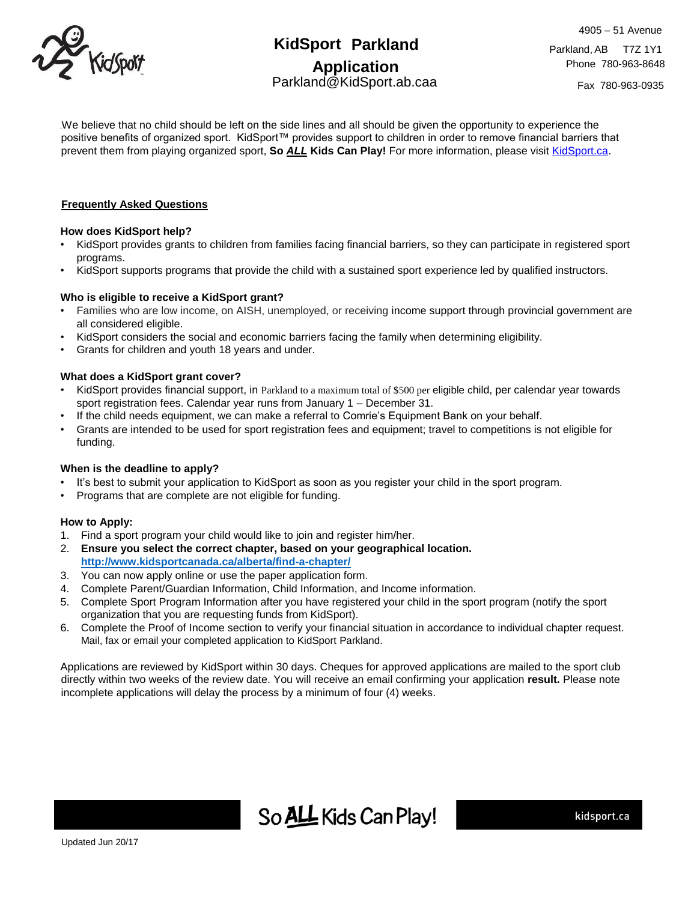# KidSport Parkland Application

Parkland@KidSport.ab.caa

4905 – 51 Avenue
Parkland, AB T7Z 1Y1
Phone 780-963-8648
Fax 780-963-0935

We believe that no child should be left on the side lines and all should be given the opportunity to experience the positive benefits of organized sport. KidSport™ provides support to children in order to remove financial barriers that prevent them from playing organized sport, **So *ALL* Kids Can Play!** For more information, please visit KidSport.ca.

## Frequently Asked Questions

**How does KidSport help?**

- KidSport provides grants to children from families facing financial barriers, so they can participate in registered sport programs.
- KidSport supports programs that provide the child with a sustained sport experience led by qualified instructors.

**Who is eligible to receive a KidSport grant?**

- Families who are low income, on AISH, unemployed, or receiving income support through provincial government are all considered eligible.
- KidSport considers the social and economic barriers facing the family when determining eligibility.
- Grants for children and youth 18 years and under.

**What does a KidSport grant cover?**

- KidSport provides financial support, in Parkland to a maximum total of $500 per eligible child, per calendar year towards sport registration fees. Calendar year runs from January 1 – December 31.
- If the child needs equipment, we can make a referral to Comrie's Equipment Bank on your behalf.
- Grants are intended to be used for sport registration fees and equipment; travel to competitions is not eligible for funding.

**When is the deadline to apply?**

- It's best to submit your application to KidSport as soon as you register your child in the sport program.
- Programs that are complete are not eligible for funding.

**How to Apply:**

1. Find a sport program your child would like to join and register him/her.
2. **Ensure you select the correct chapter, based on your geographical location.** **http://www.kidsportcanada.ca/alberta/find-a-chapter/**
3. You can now apply online or use the paper application form.
4. Complete Parent/Guardian Information, Child Information, and Income information.
5. Complete Sport Program Information after you have registered your child in the sport program (notify the sport organization that you are requesting funds from KidSport).
6. Complete the Proof of Income section to verify your financial situation in accordance to individual chapter request. Mail, fax or email your completed application to KidSport Parkland.

Applications are reviewed by KidSport within 30 days. Cheques for approved applications are mailed to the sport club directly within two weeks of the review date. You will receive an email confirming your application **result.** Please note incomplete applications will delay the process by a minimum of four (4) weeks.

So ALL Kids Can Play! kidsport.ca

Updated Jun 20/17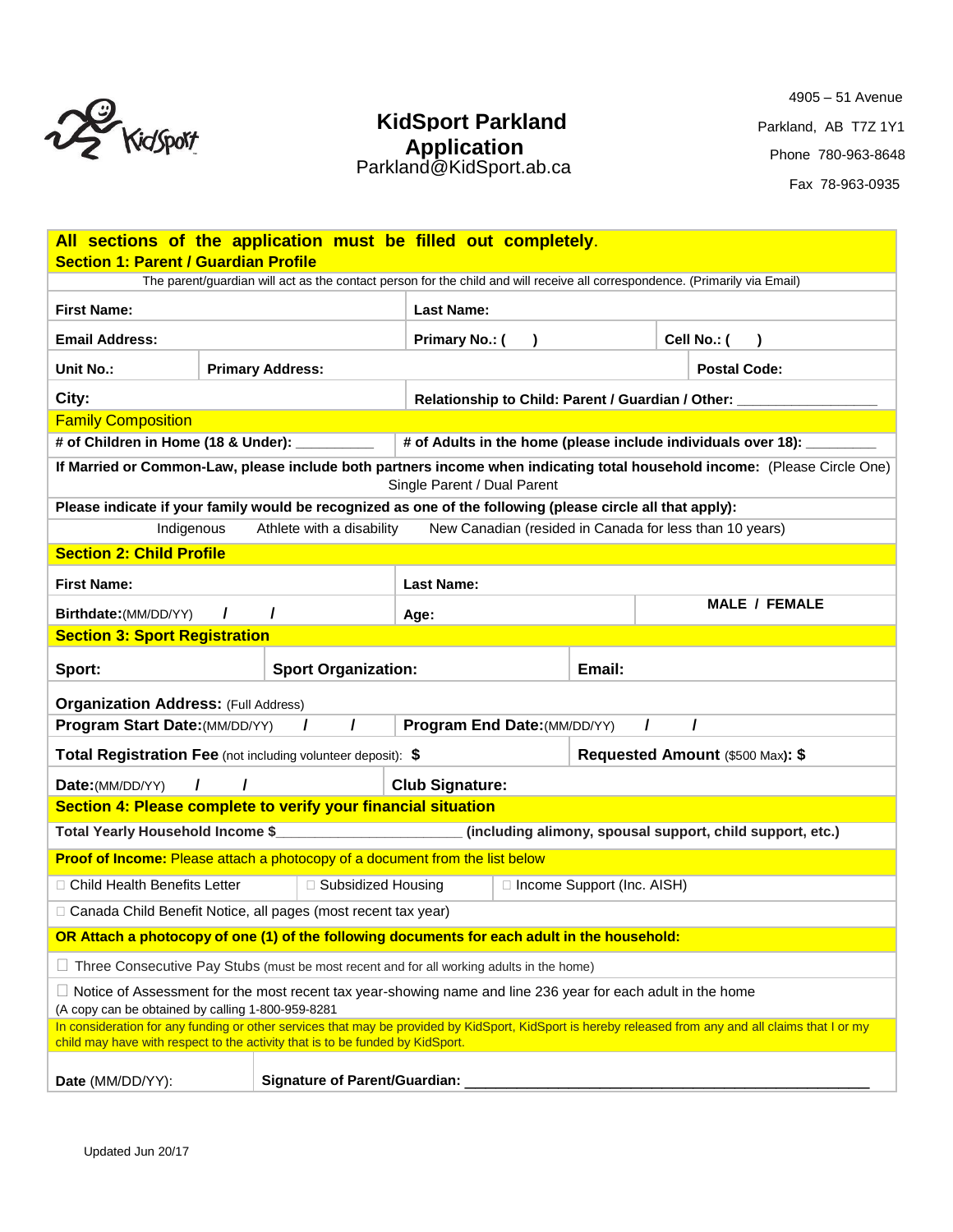# KidSport Parkland Application

Parkland@KidSport.ab.ca

4905 – 51 Avenue

Parkland, AB T7Z 1Y1

Phone 780-963-8648

Fax 78-963-0935

**All sections of the application must be filled out completely.**

**Section 1: Parent / Guardian Profile**

The parent/guardian will act as the contact person for the child and will receive all correspondence. (Primarily via Email)

| | | |
|---|---|---|
| **First Name:** | **Last Name:** | |
| **Email Address:** | **Primary No.: (    )** | **Cell No.: (    )** |
| **Unit No.:** | **Primary Address:** | **Postal Code:** |
| **City:** | **Relationship to Child: Parent / Guardian / Other:** ___________________ | |

**Family Composition**

**# of Children in Home (18 & Under):** __________ **# of Adults in the home (please include individuals over 18):** _________

**If Married or Common-Law, please include both partners income when indicating total household income:** (Please Circle One) Single Parent / Dual Parent

**Please indicate if your family would be recognized as one of the following (please circle all that apply):**

Indigenous Athlete with a disability New Canadian (resided in Canada for less than 10 years)

**Section 2: Child Profile**

| | | |
|---|---|---|
| **First Name:** | **Last Name:** | |
| **Birthdate:**(MM/DD/YY) / / | **Age:** | **MALE / FEMALE** |

**Section 3: Sport Registration**

| | | |
|---|---|---|
| **Sport:** | **Sport Organization:** | **Email:** |
| **Organization Address:** (Full Address) | | |
| **Program Start Date:**(MM/DD/YY) / / | **Program End Date:**(MM/DD/YY) / / | |
| **Total Registration Fee** (not including volunteer deposit): **$** | | **Requested Amount** ($500 Max)**: $** |
| **Date:**(MM/DD/YY) / / | **Club Signature:** | |

**Section 4: Please complete to verify your financial situation**

**Total Yearly Household Income $**_______________________ **(including alimony, spousal support, child support, etc.)**

**Proof of Income:** Please attach a photocopy of a document from the list below

☐ Child Health Benefits Letter ☐ Subsidized Housing ☐ Income Support (Inc. AISH)

☐ Canada Child Benefit Notice, all pages (most recent tax year)

**OR Attach a photocopy of one (1) of the following documents for each adult in the household:**

☐ Three Consecutive Pay Stubs (must be most recent and for all working adults in the home)

☐ Notice of Assessment for the most recent tax year-showing name and line 236 year for each adult in the home
(A copy can be obtained by calling 1-800-959-8281

In consideration for any funding or other services that may be provided by KidSport, KidSport is hereby released from any and all claims that I or my child may have with respect to the activity that is to be funded by KidSport.

**Date** (MM/DD/YY): **Signature of Parent/Guardian:** ___________________________________________________

Updated Jun 20/17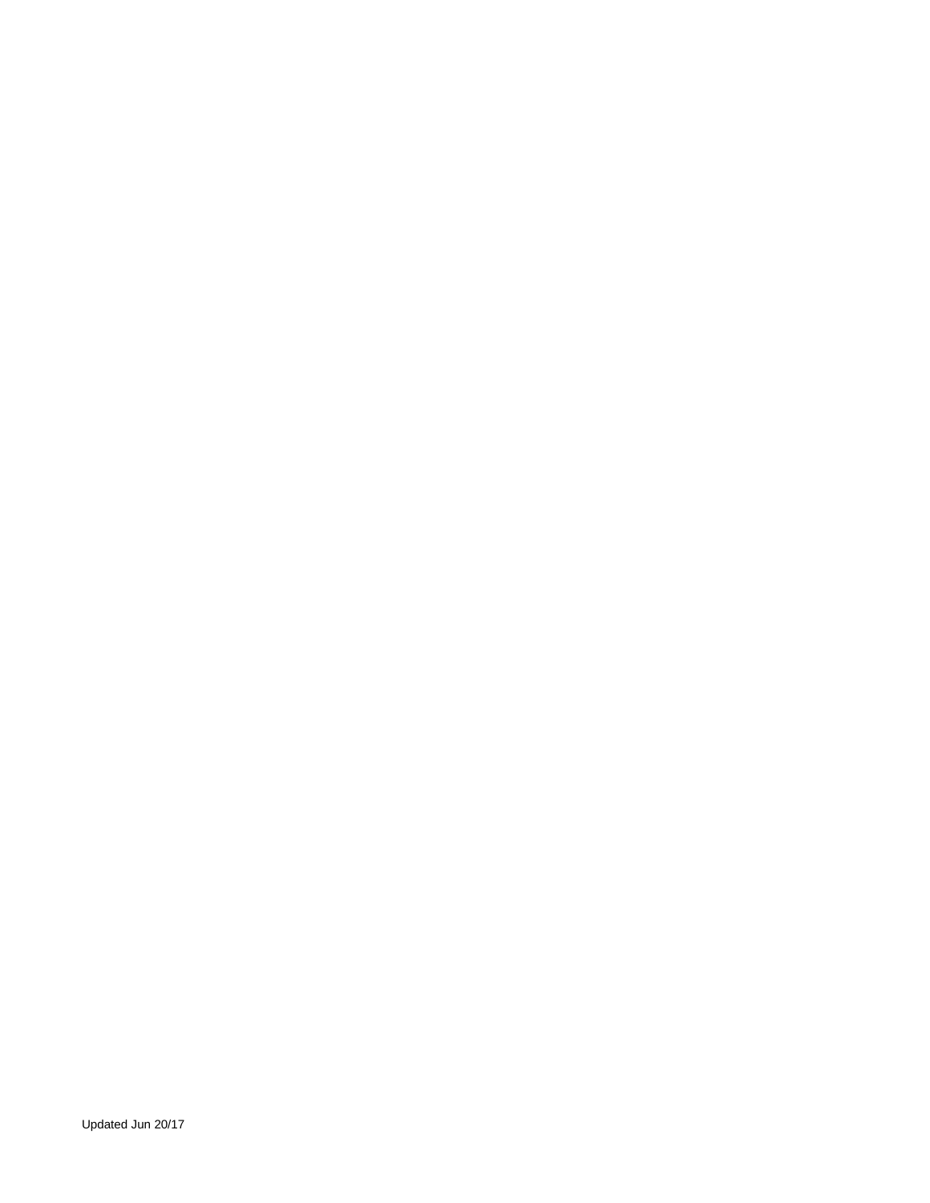Updated Jun 20/17